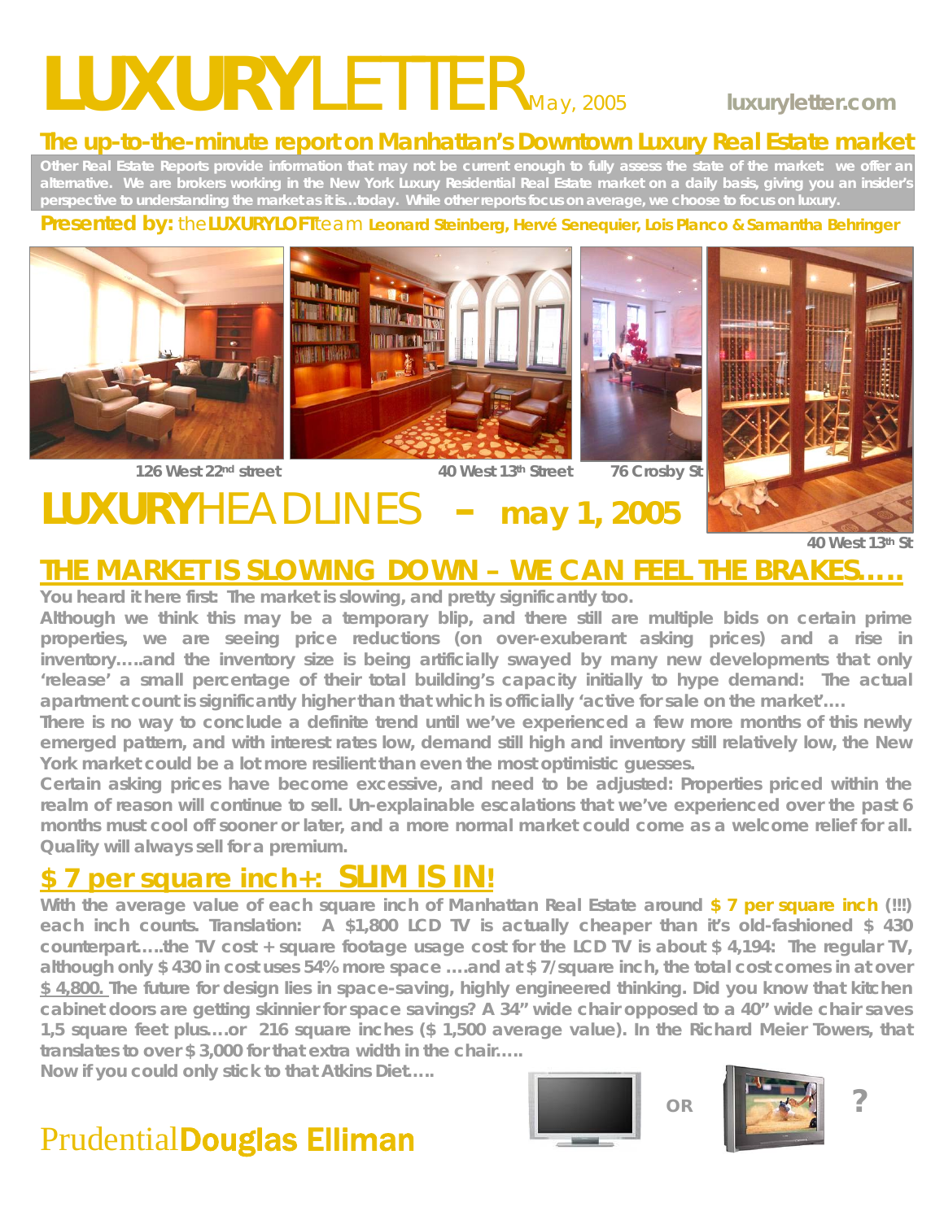# LUXURYLETTER May, 2005

luxuryletter.com

## The up-to-the-minute report on Manhattan's Downtown Luxury Real Estate market

**Other Real Estate Reports provide information that may not be current enough to fully assess the state of the market: we offer an alternative. We are brokers working in the New York Luxury Residential Real Estate market on a daily basis, giving you an insider's perspective to understanding the market as it is…today. While other reports focus on average, we choose to focus on luxury.**

**Presented by:** the**LUXURYLOFT**team **Leonard Steinberg, Hervé Senequier, Lois Planco & Samantha Behringer**

126 West 22nd street

40 West 13th Street

76 Crosby St

40 West 13th St

# LUXURYHEADLINES – may 1, 2005

## THE MARKET IS SLOWING DOWN – WE CAN FEEL THE BRAKES…..

**You heard it here first: The market is slowing, and pretty significantly too.**

**Although we think this may be a temporary blip, and there still are multiple bids on certain prime properties, we are seeing price reductions (on over-exuberant asking prices) and a rise in inventory…..and the inventory size is being artificially swayed by many new developments that only 'release' a small percentage of their total building's capacity initially to hype demand: The actual apartment count is significantly higher than that which is officially 'active for sale on the market'….**

**There is no way to conclude a definite trend until we've experienced a few more months of this newly emerged pattern, and with interest rates low, demand still high and inventory still relatively low, the New York market could be a lot more resilient than even the most optimistic guesses.**

**Certain asking prices have become excessive, and need to be adjusted: Properties priced within the realm of reason will continue to sell. Un-explainable escalations that we've experienced over the past 6 months must cool off sooner or later, and a more normal market could come as a welcome relief for all. Quality will always sell for a premium.**

## $ 7 per square inch+: SLIM IS IN!

**With the average value of each square inch of Manhattan Real Estate around $ 7 per square inch (!!!) each inch counts. Translation: A $1,800 LCD TV is actually cheaper than it's old-fashioned $ 430 counterpart…..the TV cost + square footage usage cost for the LCD TV is about $ 4,194: The regular TV, although only $ 430 in cost uses 54% more space ….and at $ 7/square inch, the total cost comes in at over $ 4,800. The future for design lies in space-saving, highly engineered thinking. Did you know that kitchen cabinet doors are getting skinnier for space savings? A 34" wide chair opposed to a 40" wide chair saves 1,5 square feet plus….or 216 square inches ($ 1,500 average value). In the Richard Meier Towers, that translates to over $ 3,000 for that extra width in the chair…..**

**Now if you could only stick to that Atkins Diet…..**

OR ?

Prudential**Douglas Elliman**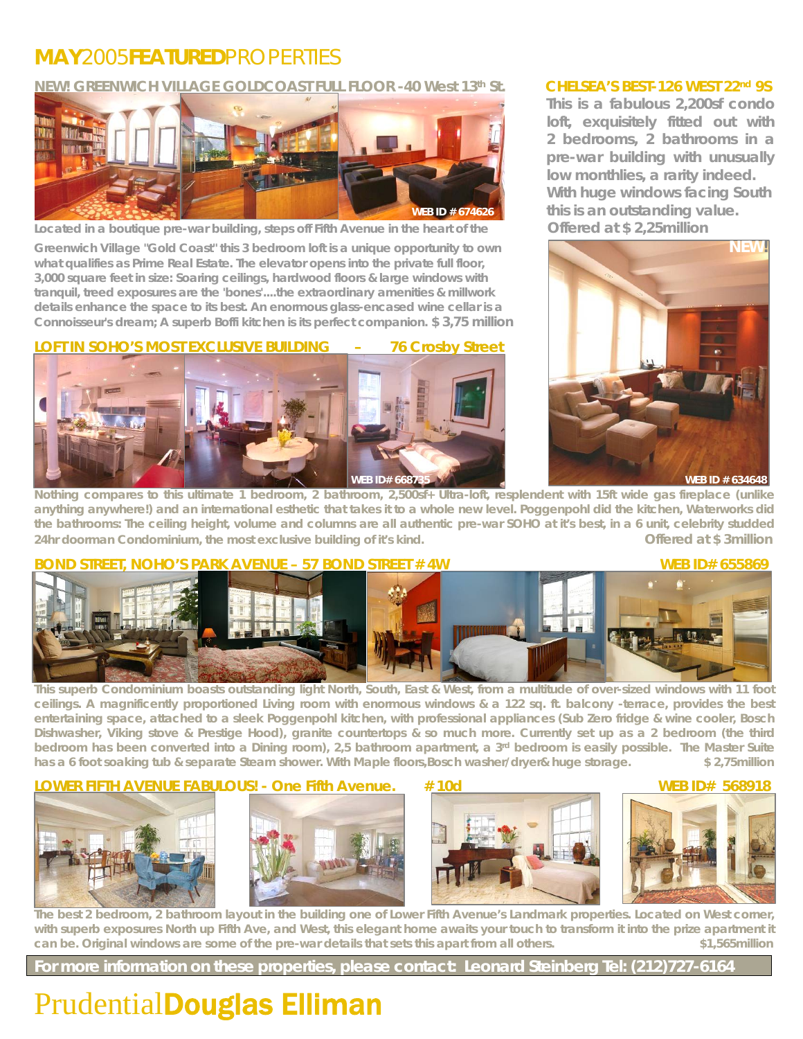# MAY2005FEATUREDPROPERTIES

## NEW! GREENWICH VILLAGE GOLDCOAST FULL FLOOR - 40 West 13th St.

WEB ID # 674626

Located in a boutique pre-war building, steps off Fifth Avenue in the heart of the Greenwich Village "Gold Coast" this 3 bedroom loft is a unique opportunity to own what qualifies as Prime Real Estate. The elevator opens into the private full floor, 3,000 square feet in size: Soaring ceilings, hardwood floors & large windows with tranquil, treed exposures are the 'bones'....the extraordinary amenities & millwork details enhance the space to its best. An enormous glass-encased wine cellar is a Connoisseur's dream; A superb Boffi kitchen is its perfect companion. $ 3,75 million

## CHELSEA'S BEST- 126 WEST 22nd 9S

This is a fabulous 2,200sf condo loft, exquisitely fitted out with 2 bedrooms, 2 bathrooms in a pre-war building with unusually low monthlies, a rarity indeed. With huge windows facing South this is an outstanding value. Offered at $ 2,25million

NEW!

WEB ID # 634648

## LOFT IN SOHO'S MOST EXCLUSIVE BUILDING – 76 Crosby Street

WEB ID# 668735

Nothing compares to this ultimate 1 bedroom, 2 bathroom, 2,500sf+ Ultra-loft, resplendent with 15ft wide gas fireplace (unlike anything anywhere!) and an international esthetic that takes it to a whole new level. Poggenpohl did the kitchen, Waterworks did the bathrooms: The ceiling height, volume and columns are all authentic pre-war SOHO at it's best, in a 6 unit, celebrity studded 24hr doorman Condominium, the most exclusive building of it's kind. Offered at $ 3million

## BOND STREET, NOHO'S PARK AVENUE – 57 BOND STREET # 4W

WEB ID# 655869

This superb Condominium boasts outstanding light North, South, East & West, from a multitude of over-sized windows with 11 foot ceilings. A magnificently proportioned Living room with enormous windows & a 122 sq. ft. balcony -terrace, provides the best entertaining space, attached to a sleek Poggenpohl kitchen, with professional appliances (Sub Zero fridge & wine cooler, Bosch Dishwasher, Viking stove & Prestige Hood), granite countertops & so much more. Currently set up as a 2 bedroom (the third bedroom has been converted into a Dining room), 2,5 bathroom apartment, a 3rd bedroom is easily possible. The Master Suite has a 6 foot soaking tub & separate Steam shower. With Maple floors,Bosch washer/dryer& huge storage. $ 2,75million

## LOWER FIFTH AVENUE FABULOUS! - One Fifth Avenue. # 10d

WEB ID# 568918

The best 2 bedroom, 2 bathroom layout in the building one of Lower Fifth Avenue's Landmark properties. Located on West corner, with superb exposures North up Fifth Ave, and West, this elegant home awaits your touch to transform it into the prize apartment it can be. Original windows are some of the pre-war details that sets this apart from all others. $1,565million

**For more information on these properties, please contact: Leonard Steinberg Tel: (212)727-6164**

# Prudential**Douglas Elliman**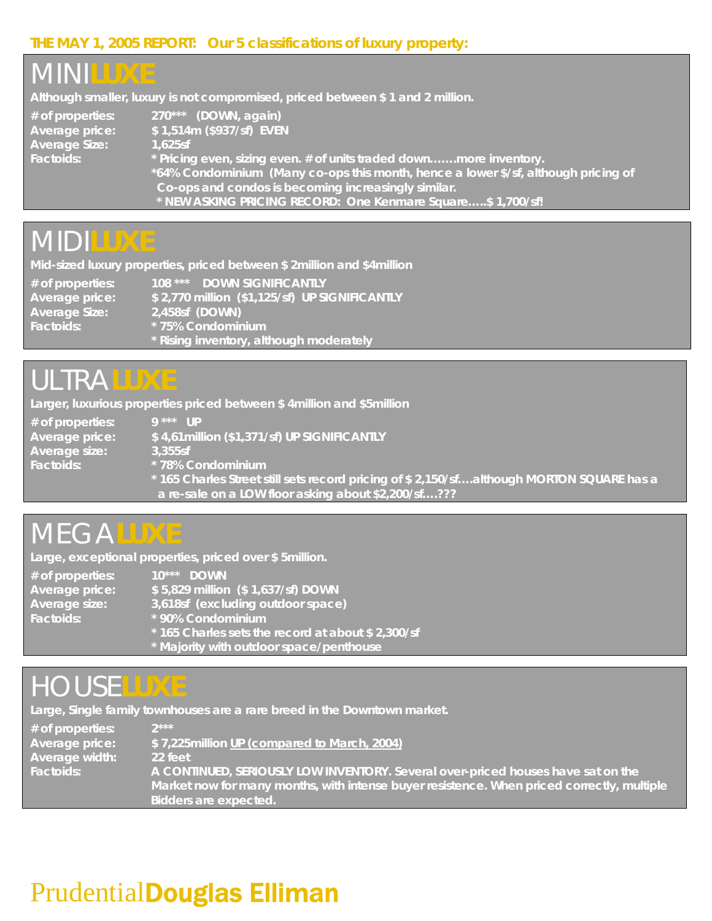**THE MAY 1, 2005 REPORT: Our 5 classifications of luxury property:**

## MINI**LUXE**

**Although smaller, luxury is not compromised, priced between $ 1 and 2 million.**

**# of properties:** 270*** (DOWN, again)
**Average price:** $ 1,514m ($937/sf) EVEN
**Average Size:** 1,625sf
**Factoids:**
* Pricing even, sizing even. # of units traded down…….more inventory.
*64% Condominium (Many co-ops this month, hence a lower $/sf, although pricing of Co-ops and condos is becoming increasingly similar.
* NEW ASKING PRICING RECORD: One Kenmare Square…..$ 1,700/sf!

## MIDI**LUXE**

**Mid-sized luxury properties, priced between $ 2million and $4million**

**# of properties:** 108 *** DOWN SIGNIFICANTLY
**Average price:** $ 2,770 million ($1,125/sf) UP SIGNIFICANTLY
**Average Size:** 2,458sf (DOWN)
**Factoids:**
* 75% Condominium
* Rising inventory, although moderately

## ULTRA**LUXE**

**Larger, luxurious properties priced between $ 4million and $5million**

**# of properties:** 9 *** UP
**Average price:** $ 4,61million ($1,371/sf) UP SIGNIFICANTLY
**Average size:** 3,355sf
**Factoids:**
* 78% Condominium
* 165 Charles Street still sets record pricing of $ 2,150/sf….although MORTON SQUARE has a re-sale on a LOW floor asking about $2,200/sf….???

## MEGA**LUXE**

**Large, exceptional properties, priced over $ 5million.**

**# of properties:** 10*** DOWN
**Average price:** $ 5,829 million ($ 1,637/sf) DOWN
**Average size:** 3,618sf (excluding outdoor space)
**Factoids:**
* 90% Condominium
* 165 Charles sets the record at about $ 2,300/sf
* Majority with outdoor space/penthouse

## HOUSE**LUXE**

**Large, Single family townhouses are a rare breed in the Downtown market.**

**# of properties:** 2***
**Average price:** $ 7,225million UP (compared to March, 2004)
**Average width:** 22 feet
**Factoids:** A CONTINUED, SERIOUSLY LOW INVENTORY. Several over-priced houses have sat on the Market now for many months, with intense buyer resistence. When priced correctly, multiple Bidders are expected.

Prudential**Douglas Elliman**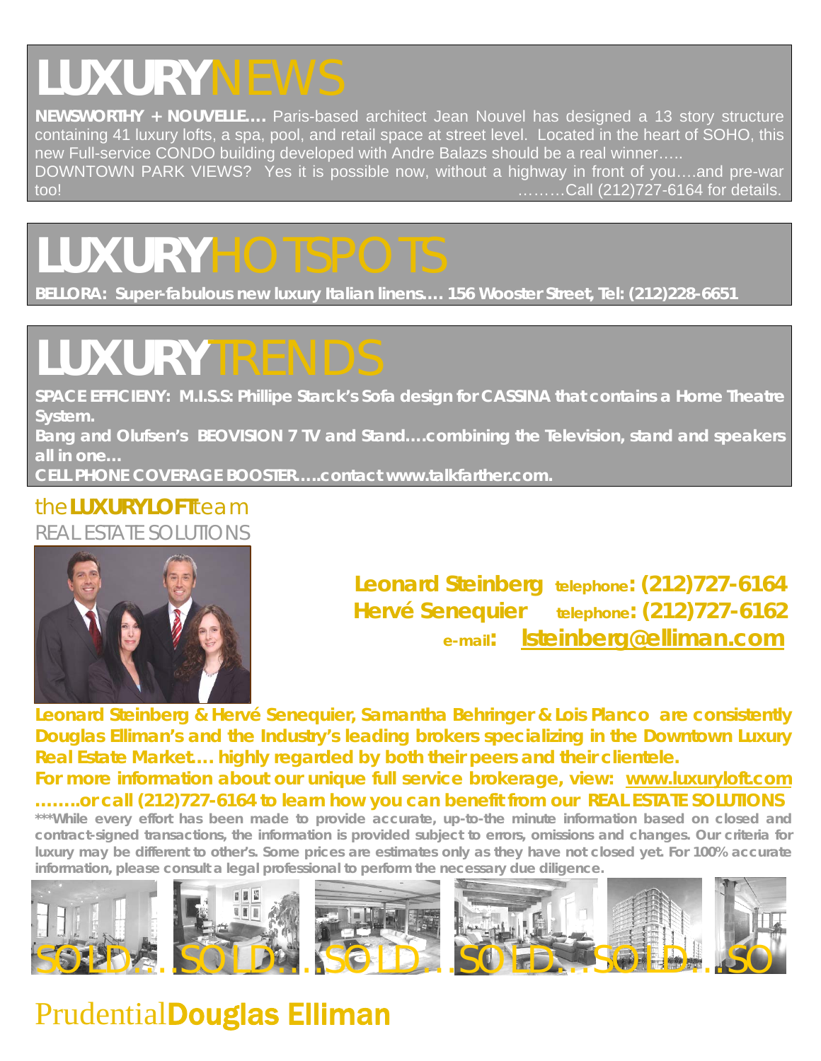# LUXURYNEWS

**NEWSWORTHY + NOUVELLE….** Paris-based architect Jean Nouvel has designed a 13 story structure containing 41 luxury lofts, a spa, pool, and retail space at street level. Located in the heart of SOHO, this new Full-service CONDO building developed with Andre Balazs should be a real winner…..
DOWNTOWN PARK VIEWS? Yes it is possible now, without a highway in front of you….and pre-war too! ………Call (212)727-6164 for details.

# LUXURYHOTSPOTS

**BELLORA: Super-fabulous new luxury Italian linens…. 156 Wooster Street, Tel: (212)228-6651**

# LUXURYTRENDS

**SPACE EFFICIENY: M.I.S.S: Phillipe Starck's Sofa design for CASSINA that contains a Home Theatre System.**
**Bang and Olufsen's BEOVISION 7 TV and Stand….combining the Television, stand and speakers all in one…**
**CELL PHONE COVERAGE BOOSTER…..contact www.talkfarther.com.**

## the**LUXURYLOFT**team
REAL ESTATE SOLUTIONS

**Leonard Steinberg** telephone**: (212)727-6164**
**Hervé Senequier** telephone**: (212)727-6162**
e-mail**: lsteinberg@elliman.com**

**Leonard Steinberg & Hervé Senequier, Samantha Behringer & Lois Planco are consistently Douglas Elliman's and the Industry's leading brokers specializing in the Downtown Luxury Real Estate Market…. highly regarded by both their peers and their clientele.**
**For more information about our unique full service brokerage, view: www.luxuryloft.com ……..or call (212)727-6164 to learn how you can benefit from our REAL ESTATE SOLUTIONS**

***While every effort has been made to provide accurate, up-to-the minute information based on closed and contract-signed transactions, the information is provided subject to errors, omissions and changes. Our criteria for luxury may be different to other's. Some prices are estimates only as they have not closed yet. For 100% accurate information, please consult a legal professional to perform the necessary due diligence.

SOLD….SOLD….SOLD….SOLD….SOLD….SO

Prudential**Douglas Elliman**